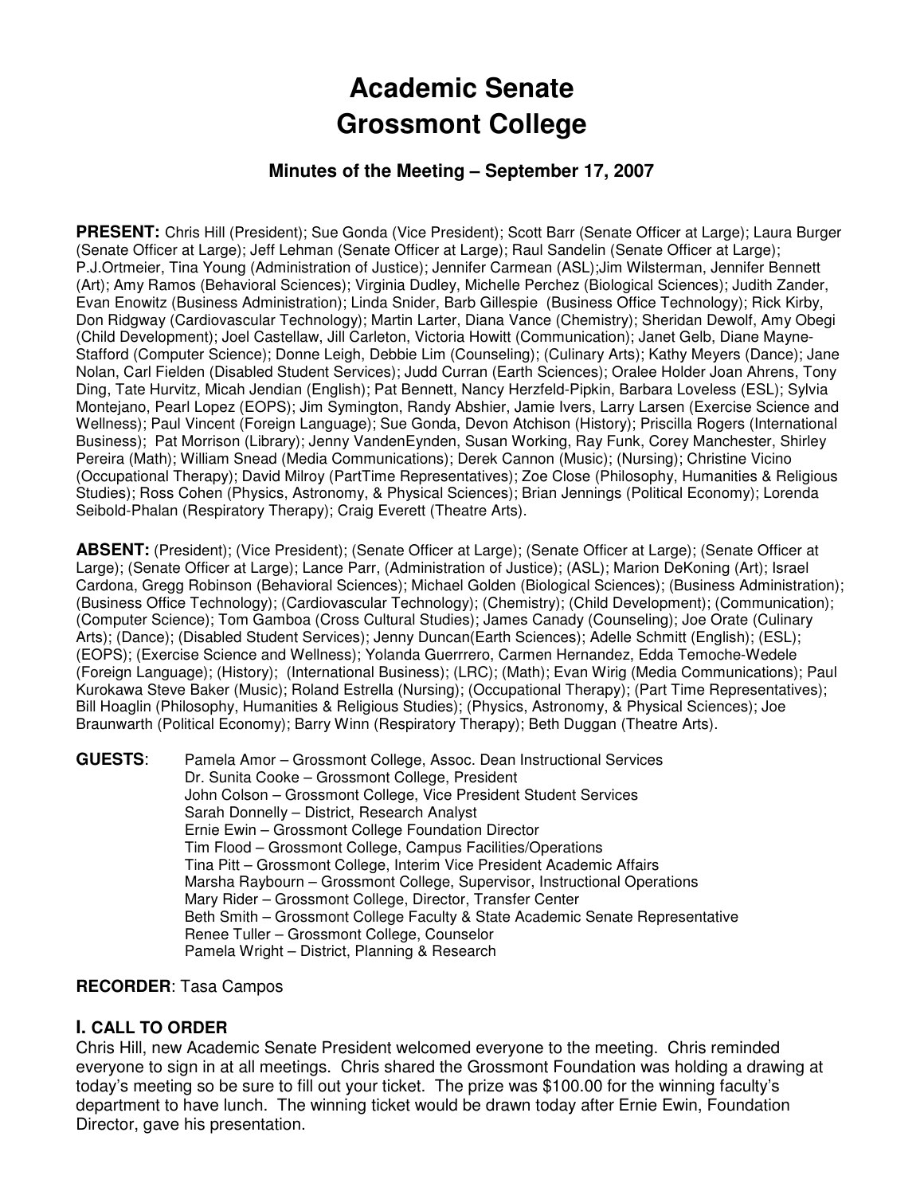# Academic Senate
# Grossmont College

### Minutes of the Meeting – September 17, 2007

**PRESENT:** Chris Hill (President); Sue Gonda (Vice President); Scott Barr (Senate Officer at Large); Laura Burger (Senate Officer at Large); Jeff Lehman (Senate Officer at Large); Raul Sandelin (Senate Officer at Large); P.J.Ortmeier, Tina Young (Administration of Justice); Jennifer Carmean (ASL);Jim Wilsterman, Jennifer Bennett (Art); Amy Ramos (Behavioral Sciences); Virginia Dudley, Michelle Perchez (Biological Sciences); Judith Zander, Evan Enowitz (Business Administration); Linda Snider, Barb Gillespie (Business Office Technology); Rick Kirby, Don Ridgway (Cardiovascular Technology); Martin Larter, Diana Vance (Chemistry); Sheridan Dewolf, Amy Obegi (Child Development); Joel Castellaw, Jill Carleton, Victoria Howitt (Communication); Janet Gelb, Diane Mayne-Stafford (Computer Science); Donne Leigh, Debbie Lim (Counseling); (Culinary Arts); Kathy Meyers (Dance); Jane Nolan, Carl Fielden (Disabled Student Services); Judd Curran (Earth Sciences); Oralee Holder Joan Ahrens, Tony Ding, Tate Hurvitz, Micah Jendian (English); Pat Bennett, Nancy Herzfeld-Pipkin, Barbara Loveless (ESL); Sylvia Montejano, Pearl Lopez (EOPS); Jim Symington, Randy Abshier, Jamie Ivers, Larry Larsen (Exercise Science and Wellness); Paul Vincent (Foreign Language); Sue Gonda, Devon Atchison (History); Priscilla Rogers (International Business); Pat Morrison (Library); Jenny VandenEynden, Susan Working, Ray Funk, Corey Manchester, Shirley Pereira (Math); William Snead (Media Communications); Derek Cannon (Music); (Nursing); Christine Vicino (Occupational Therapy); David Milroy (PartTime Representatives); Zoe Close (Philosophy, Humanities & Religious Studies); Ross Cohen (Physics, Astronomy, & Physical Sciences); Brian Jennings (Political Economy); Lorenda Seibold-Phalan (Respiratory Therapy); Craig Everett (Theatre Arts).

**ABSENT:** (President); (Vice President); (Senate Officer at Large); (Senate Officer at Large); (Senate Officer at Large); (Senate Officer at Large); Lance Parr, (Administration of Justice); (ASL); Marion DeKoning (Art); Israel Cardona, Gregg Robinson (Behavioral Sciences); Michael Golden (Biological Sciences); (Business Administration); (Business Office Technology); (Cardiovascular Technology); (Chemistry); (Child Development); (Communication); (Computer Science); Tom Gamboa (Cross Cultural Studies); James Canady (Counseling); Joe Orate (Culinary Arts); (Dance); (Disabled Student Services); Jenny Duncan(Earth Sciences); Adelle Schmitt (English); (ESL); (EOPS); (Exercise Science and Wellness); Yolanda Guerrrero, Carmen Hernandez, Edda Temoche-Wedele (Foreign Language); (History); (International Business); (LRC); (Math); Evan Wirig (Media Communications); Paul Kurokawa Steve Baker (Music); Roland Estrella (Nursing); (Occupational Therapy); (Part Time Representatives); Bill Hoaglin (Philosophy, Humanities & Religious Studies); (Physics, Astronomy, & Physical Sciences); Joe Braunwarth (Political Economy); Barry Winn (Respiratory Therapy); Beth Duggan (Theatre Arts).

**GUESTS**:
Pamela Amor – Grossmont College, Assoc. Dean Instructional Services
Dr. Sunita Cooke – Grossmont College, President
John Colson – Grossmont College, Vice President Student Services
Sarah Donnelly – District, Research Analyst
Ernie Ewin – Grossmont College Foundation Director
Tim Flood – Grossmont College, Campus Facilities/Operations
Tina Pitt – Grossmont College, Interim Vice President Academic Affairs
Marsha Raybourn – Grossmont College, Supervisor, Instructional Operations
Mary Rider – Grossmont College, Director, Transfer Center
Beth Smith – Grossmont College Faculty & State Academic Senate Representative
Renee Tuller – Grossmont College, Counselor
Pamela Wright – District, Planning & Research

**RECORDER**: Tasa Campos

## I. CALL TO ORDER

Chris Hill, new Academic Senate President welcomed everyone to the meeting. Chris reminded everyone to sign in at all meetings. Chris shared the Grossmont Foundation was holding a drawing at today's meeting so be sure to fill out your ticket. The prize was $100.00 for the winning faculty's department to have lunch. The winning ticket would be drawn today after Ernie Ewin, Foundation Director, gave his presentation.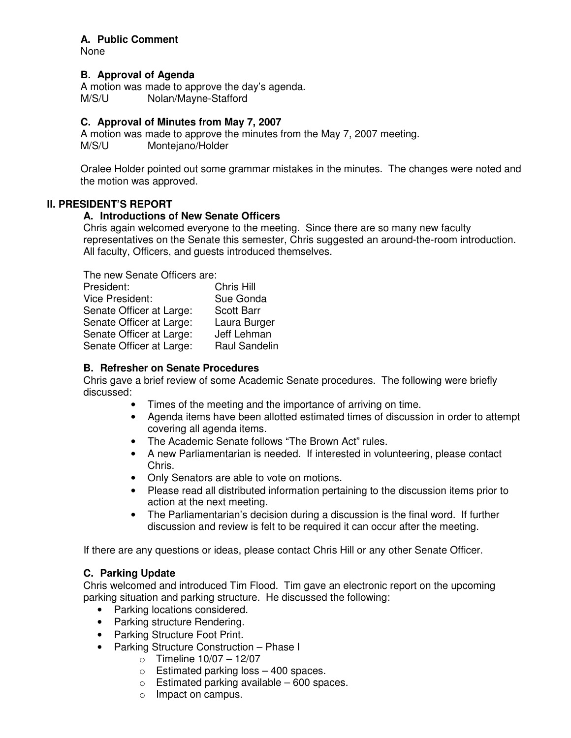### A. Public Comment

None

### B. Approval of Agenda

A motion was made to approve the day's agenda.
M/S/U Nolan/Mayne-Stafford

### C. Approval of Minutes from May 7, 2007

A motion was made to approve the minutes from the May 7, 2007 meeting.
M/S/U Montejano/Holder

Oralee Holder pointed out some grammar mistakes in the minutes. The changes were noted and the motion was approved.

## II. PRESIDENT'S REPORT

### A. Introductions of New Senate Officers

Chris again welcomed everyone to the meeting. Since there are so many new faculty representatives on the Senate this semester, Chris suggested an around-the-room introduction. All faculty, Officers, and guests introduced themselves.

The new Senate Officers are:

| | |
|---|---|
| President: | Chris Hill |
| Vice President: | Sue Gonda |
| Senate Officer at Large: | Scott Barr |
| Senate Officer at Large: | Laura Burger |
| Senate Officer at Large: | Jeff Lehman |
| Senate Officer at Large: | Raul Sandelin |

### B. Refresher on Senate Procedures

Chris gave a brief review of some Academic Senate procedures. The following were briefly discussed:

- Times of the meeting and the importance of arriving on time.
- Agenda items have been allotted estimated times of discussion in order to attempt covering all agenda items.
- The Academic Senate follows "The Brown Act" rules.
- A new Parliamentarian is needed. If interested in volunteering, please contact Chris.
- Only Senators are able to vote on motions.
- Please read all distributed information pertaining to the discussion items prior to action at the next meeting.
- The Parliamentarian's decision during a discussion is the final word. If further discussion and review is felt to be required it can occur after the meeting.

If there are any questions or ideas, please contact Chris Hill or any other Senate Officer.

### C. Parking Update

Chris welcomed and introduced Tim Flood. Tim gave an electronic report on the upcoming parking situation and parking structure. He discussed the following:

- Parking locations considered.
- Parking structure Rendering.
- Parking Structure Foot Print.
- Parking Structure Construction – Phase I
  - Timeline 10/07 – 12/07
  - Estimated parking loss – 400 spaces.
  - Estimated parking available – 600 spaces.
  - Impact on campus.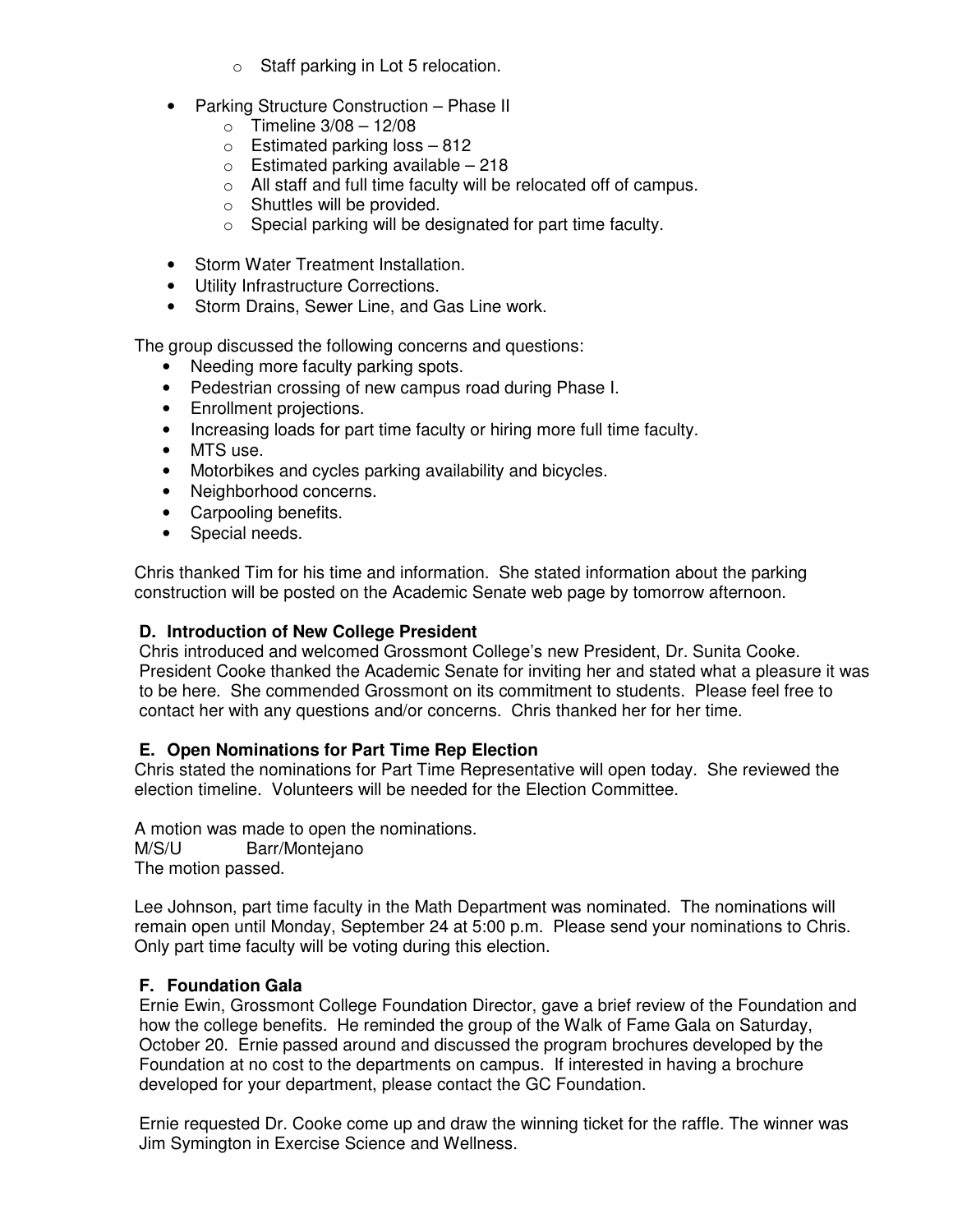- Staff parking in Lot 5 relocation.

- Parking Structure Construction – Phase II
  - Timeline 3/08 – 12/08
  - Estimated parking loss – 812
  - Estimated parking available – 218
  - All staff and full time faculty will be relocated off of campus.
  - Shuttles will be provided.
  - Special parking will be designated for part time faculty.

- Storm Water Treatment Installation.
- Utility Infrastructure Corrections.
- Storm Drains, Sewer Line, and Gas Line work.

The group discussed the following concerns and questions:

- Needing more faculty parking spots.
- Pedestrian crossing of new campus road during Phase I.
- Enrollment projections.
- Increasing loads for part time faculty or hiring more full time faculty.
- MTS use.
- Motorbikes and cycles parking availability and bicycles.
- Neighborhood concerns.
- Carpooling benefits.
- Special needs.

Chris thanked Tim for his time and information. She stated information about the parking construction will be posted on the Academic Senate web page by tomorrow afternoon.

**D. Introduction of New College President**

Chris introduced and welcomed Grossmont College's new President, Dr. Sunita Cooke. President Cooke thanked the Academic Senate for inviting her and stated what a pleasure it was to be here. She commended Grossmont on its commitment to students. Please feel free to contact her with any questions and/or concerns. Chris thanked her for her time.

**E. Open Nominations for Part Time Rep Election**

Chris stated the nominations for Part Time Representative will open today. She reviewed the election timeline. Volunteers will be needed for the Election Committee.

A motion was made to open the nominations.
M/S/U Barr/Montejano
The motion passed.

Lee Johnson, part time faculty in the Math Department was nominated. The nominations will remain open until Monday, September 24 at 5:00 p.m. Please send your nominations to Chris. Only part time faculty will be voting during this election.

**F. Foundation Gala**

Ernie Ewin, Grossmont College Foundation Director, gave a brief review of the Foundation and how the college benefits. He reminded the group of the Walk of Fame Gala on Saturday, October 20. Ernie passed around and discussed the program brochures developed by the Foundation at no cost to the departments on campus. If interested in having a brochure developed for your department, please contact the GC Foundation.

Ernie requested Dr. Cooke come up and draw the winning ticket for the raffle. The winner was Jim Symington in Exercise Science and Wellness.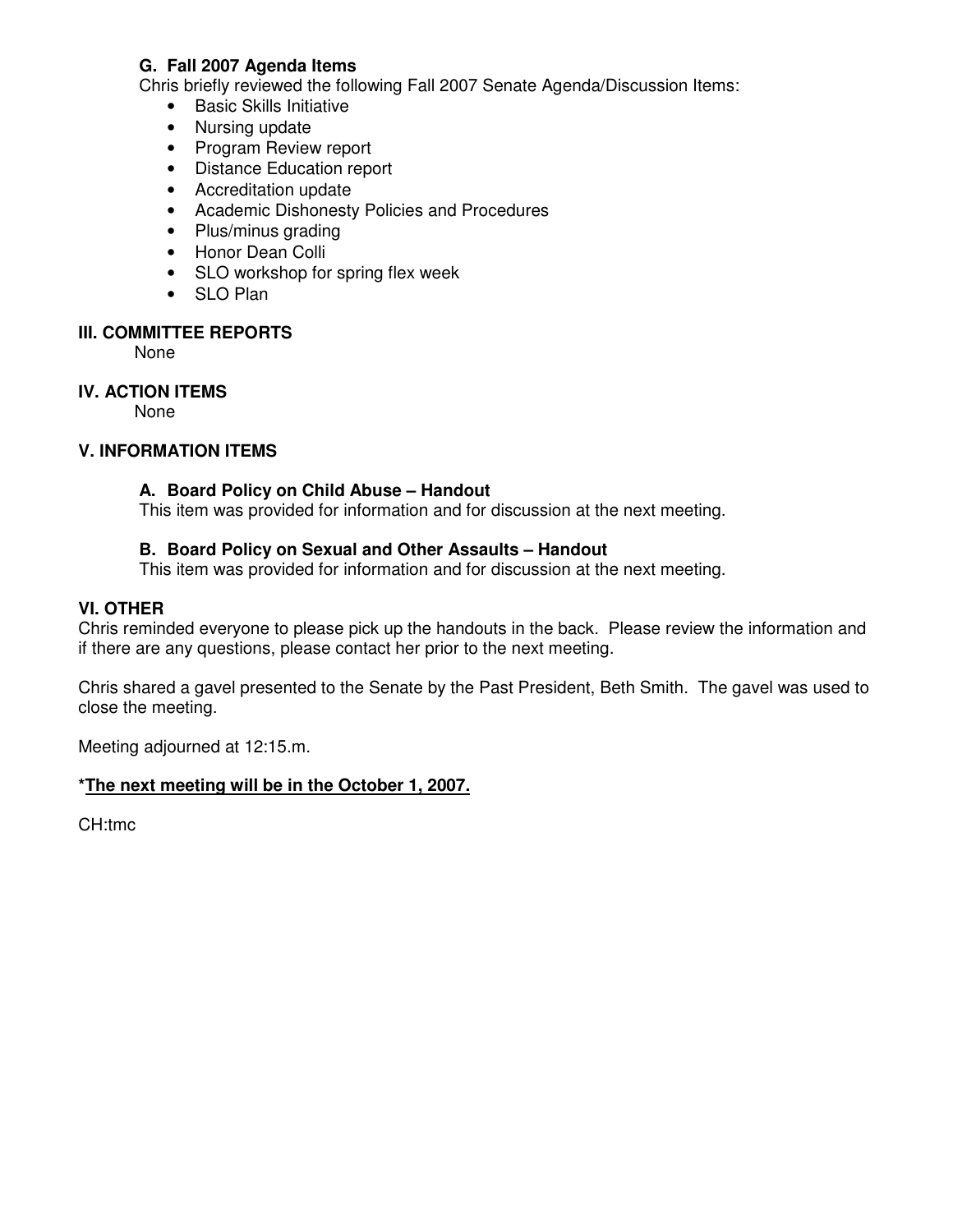#### G. Fall 2007 Agenda Items

Chris briefly reviewed the following Fall 2007 Senate Agenda/Discussion Items:

- Basic Skills Initiative
- Nursing update
- Program Review report
- Distance Education report
- Accreditation update
- Academic Dishonesty Policies and Procedures
- Plus/minus grading
- Honor Dean Colli
- SLO workshop for spring flex week
- SLO Plan

### III. COMMITTEE REPORTS

None

### IV. ACTION ITEMS

None

### V. INFORMATION ITEMS

#### A. Board Policy on Child Abuse – Handout

This item was provided for information and for discussion at the next meeting.

#### B. Board Policy on Sexual and Other Assaults – Handout

This item was provided for information and for discussion at the next meeting.

### VI. OTHER

Chris reminded everyone to please pick up the handouts in the back. Please review the information and if there are any questions, please contact her prior to the next meeting.

Chris shared a gavel presented to the Senate by the Past President, Beth Smith. The gavel was used to close the meeting.

Meeting adjourned at 12:15.m.

**\*<u>The next meeting will be in the October 1, 2007.</u>**

CH:tmc